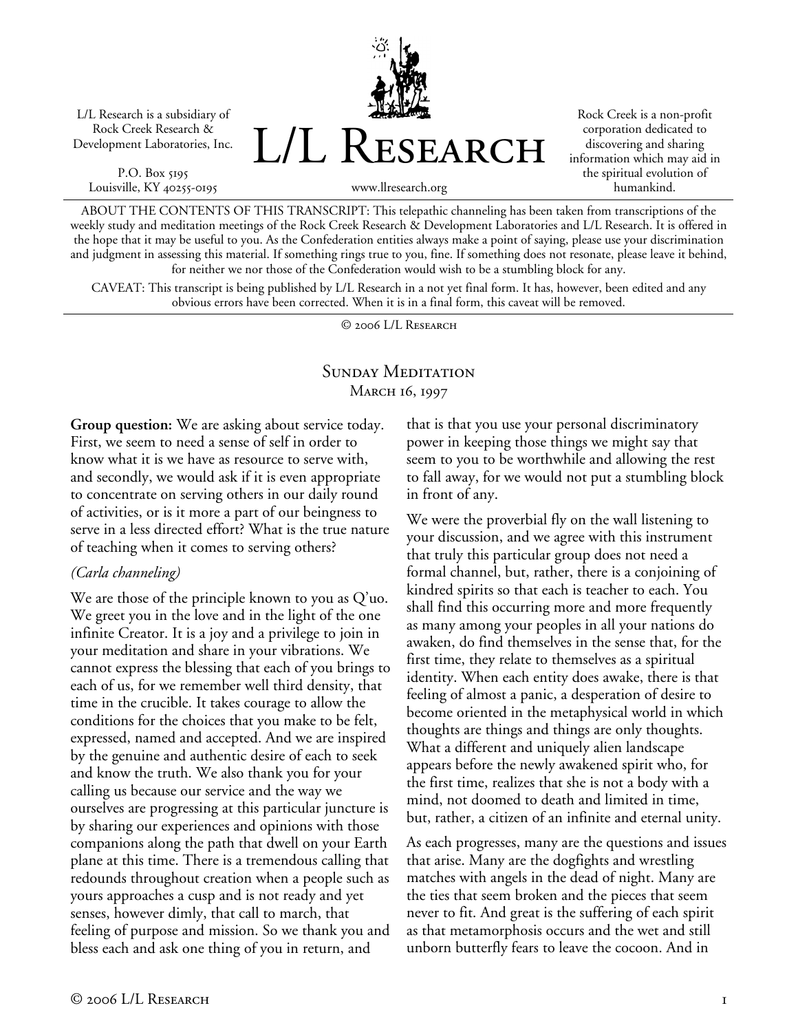L/L Research is a subsidiary of Rock Creek Research & Development Laboratories, Inc.

P.O. Box 5195
Louisville, KY 40255-0195

# L/L Research

www.llresearch.org

Rock Creek is a non-profit corporation dedicated to discovering and sharing information which may aid in the spiritual evolution of humankind.

ABOUT THE CONTENTS OF THIS TRANSCRIPT: This telepathic channeling has been taken from transcriptions of the weekly study and meditation meetings of the Rock Creek Research & Development Laboratories and L/L Research. It is offered in the hope that it may be useful to you. As the Confederation entities always make a point of saying, please use your discrimination and judgment in assessing this material. If something rings true to you, fine. If something does not resonate, please leave it behind, for neither we nor those of the Confederation would wish to be a stumbling block for any.

CAVEAT: This transcript is being published by L/L Research in a not yet final form. It has, however, been edited and any obvious errors have been corrected. When it is in a final form, this caveat will be removed.

© 2006 L/L Research

## Sunday Meditation
### March 16, 1997

**Group question:** We are asking about service today. First, we seem to need a sense of self in order to know what it is we have as resource to serve with, and secondly, we would ask if it is even appropriate to concentrate on serving others in our daily round of activities, or is it more a part of our beingness to serve in a less directed effort? What is the true nature of teaching when it comes to serving others?

*(Carla channeling)*

We are those of the principle known to you as Q'uo. We greet you in the love and in the light of the one infinite Creator. It is a joy and a privilege to join in your meditation and share in your vibrations. We cannot express the blessing that each of you brings to each of us, for we remember well third density, that time in the crucible. It takes courage to allow the conditions for the choices that you make to be felt, expressed, named and accepted. And we are inspired by the genuine and authentic desire of each to seek and know the truth. We also thank you for your calling us because our service and the way we ourselves are progressing at this particular juncture is by sharing our experiences and opinions with those companions along the path that dwell on your Earth plane at this time. There is a tremendous calling that redounds throughout creation when a people such as yours approaches a cusp and is not ready and yet senses, however dimly, that call to march, that feeling of purpose and mission. So we thank you and bless each and ask one thing of you in return, and that is that you use your personal discriminatory power in keeping those things we might say that seem to you to be worthwhile and allowing the rest to fall away, for we would not put a stumbling block in front of any.

We were the proverbial fly on the wall listening to your discussion, and we agree with this instrument that truly this particular group does not need a formal channel, but, rather, there is a conjoining of kindred spirits so that each is teacher to each. You shall find this occurring more and more frequently as many among your peoples in all your nations do awaken, do find themselves in the sense that, for the first time, they relate to themselves as a spiritual identity. When each entity does awake, there is that feeling of almost a panic, a desperation of desire to become oriented in the metaphysical world in which thoughts are things and things are only thoughts. What a different and uniquely alien landscape appears before the newly awakened spirit who, for the first time, realizes that she is not a body with a mind, not doomed to death and limited in time, but, rather, a citizen of an infinite and eternal unity.

As each progresses, many are the questions and issues that arise. Many are the dogfights and wrestling matches with angels in the dead of night. Many are the ties that seem broken and the pieces that seem never to fit. And great is the suffering of each spirit as that metamorphosis occurs and the wet and still unborn butterfly fears to leave the cocoon. And in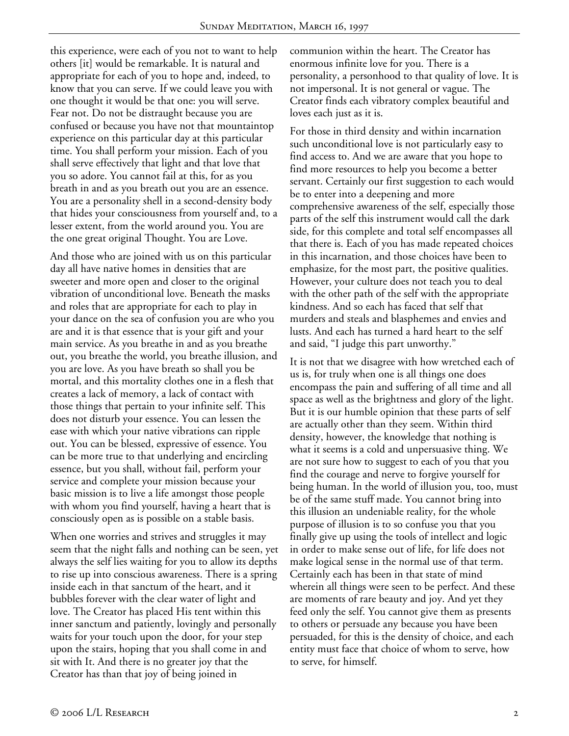this experience, were each of you not to want to help others [it] would be remarkable. It is natural and appropriate for each of you to hope and, indeed, to know that you can serve. If we could leave you with one thought it would be that one: you will serve. Fear not. Do not be distraught because you are confused or because you have not that mountaintop experience on this particular day at this particular time. You shall perform your mission. Each of you shall serve effectively that light and that love that you so adore. You cannot fail at this, for as you breath in and as you breath out you are an essence. You are a personality shell in a second-density body that hides your consciousness from yourself and, to a lesser extent, from the world around you. You are the one great original Thought. You are Love.

And those who are joined with us on this particular day all have native homes in densities that are sweeter and more open and closer to the original vibration of unconditional love. Beneath the masks and roles that are appropriate for each to play in your dance on the sea of confusion you are who you are and it is that essence that is your gift and your main service. As you breathe in and as you breathe out, you breathe the world, you breathe illusion, and you are love. As you have breath so shall you be mortal, and this mortality clothes one in a flesh that creates a lack of memory, a lack of contact with those things that pertain to your infinite self. This does not disturb your essence. You can lessen the ease with which your native vibrations can ripple out. You can be blessed, expressive of essence. You can be more true to that underlying and encircling essence, but you shall, without fail, perform your service and complete your mission because your basic mission is to live a life amongst those people with whom you find yourself, having a heart that is consciously open as is possible on a stable basis.

When one worries and strives and struggles it may seem that the night falls and nothing can be seen, yet always the self lies waiting for you to allow its depths to rise up into conscious awareness. There is a spring inside each in that sanctum of the heart, and it bubbles forever with the clear water of light and love. The Creator has placed His tent within this inner sanctum and patiently, lovingly and personally waits for your touch upon the door, for your step upon the stairs, hoping that you shall come in and sit with It. And there is no greater joy that the Creator has than that joy of being joined in communion within the heart. The Creator has enormous infinite love for you. There is a personality, a personhood to that quality of love. It is not impersonal. It is not general or vague. The Creator finds each vibratory complex beautiful and loves each just as it is.

For those in third density and within incarnation such unconditional love is not particularly easy to find access to. And we are aware that you hope to find more resources to help you become a better servant. Certainly our first suggestion to each would be to enter into a deepening and more comprehensive awareness of the self, especially those parts of the self this instrument would call the dark side, for this complete and total self encompasses all that there is. Each of you has made repeated choices in this incarnation, and those choices have been to emphasize, for the most part, the positive qualities. However, your culture does not teach you to deal with the other path of the self with the appropriate kindness. And so each has faced that self that murders and steals and blasphemes and envies and lusts. And each has turned a hard heart to the self and said, "I judge this part unworthy."

It is not that we disagree with how wretched each of us is, for truly when one is all things one does encompass the pain and suffering of all time and all space as well as the brightness and glory of the light. But it is our humble opinion that these parts of self are actually other than they seem. Within third density, however, the knowledge that nothing is what it seems is a cold and unpersuasive thing. We are not sure how to suggest to each of you that you find the courage and nerve to forgive yourself for being human. In the world of illusion you, too, must be of the same stuff made. You cannot bring into this illusion an undeniable reality, for the whole purpose of illusion is to so confuse you that you finally give up using the tools of intellect and logic in order to make sense out of life, for life does not make logical sense in the normal use of that term. Certainly each has been in that state of mind wherein all things were seen to be perfect. And these are moments of rare beauty and joy. And yet they feed only the self. You cannot give them as presents to others or persuade any because you have been persuaded, for this is the density of choice, and each entity must face that choice of whom to serve, how to serve, for himself.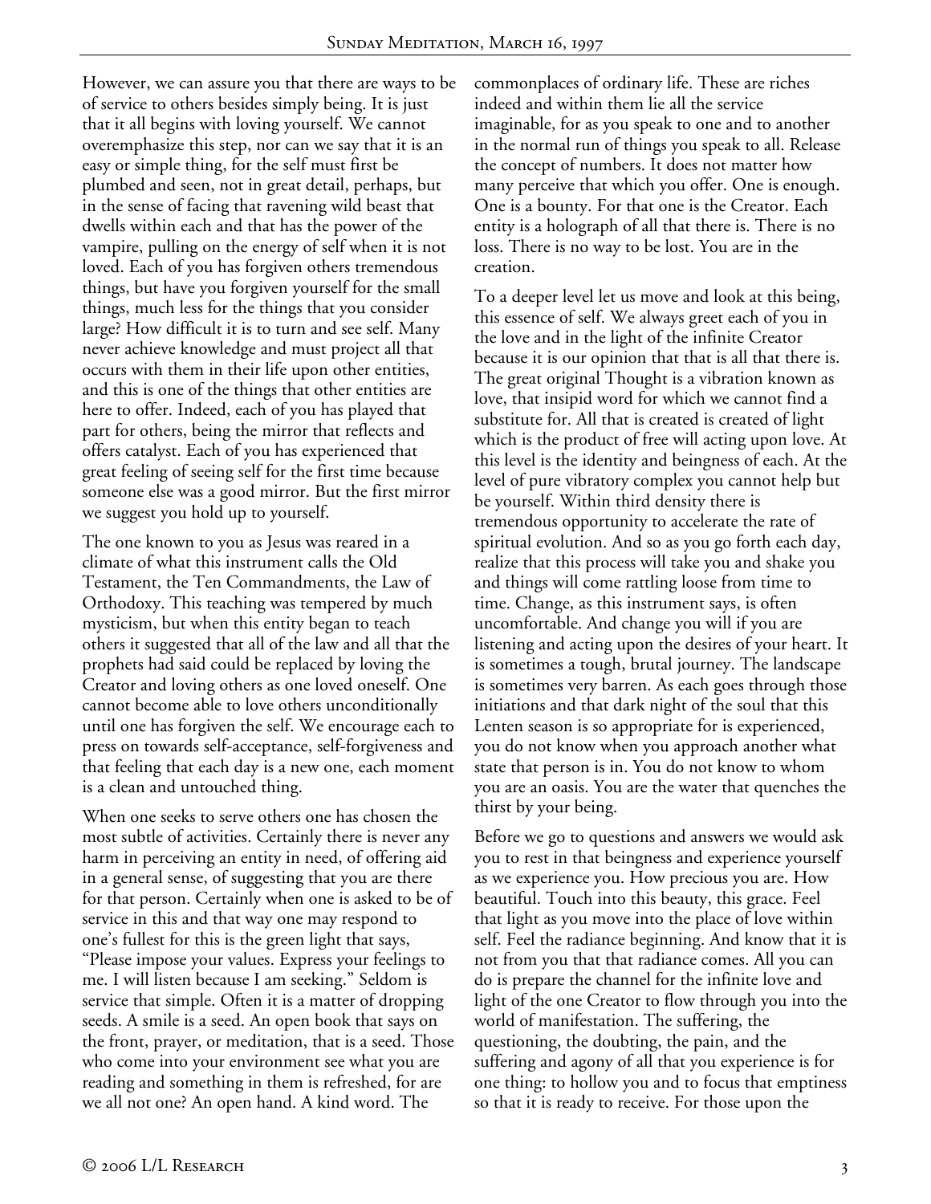However, we can assure you that there are ways to be of service to others besides simply being. It is just that it all begins with loving yourself. We cannot overemphasize this step, nor can we say that it is an easy or simple thing, for the self must first be plumbed and seen, not in great detail, perhaps, but in the sense of facing that ravening wild beast that dwells within each and that has the power of the vampire, pulling on the energy of self when it is not loved. Each of you has forgiven others tremendous things, but have you forgiven yourself for the small things, much less for the things that you consider large? How difficult it is to turn and see self. Many never achieve knowledge and must project all that occurs with them in their life upon other entities, and this is one of the things that other entities are here to offer. Indeed, each of you has played that part for others, being the mirror that reflects and offers catalyst. Each of you has experienced that great feeling of seeing self for the first time because someone else was a good mirror. But the first mirror we suggest you hold up to yourself.

The one known to you as Jesus was reared in a climate of what this instrument calls the Old Testament, the Ten Commandments, the Law of Orthodoxy. This teaching was tempered by much mysticism, but when this entity began to teach others it suggested that all of the law and all that the prophets had said could be replaced by loving the Creator and loving others as one loved oneself. One cannot become able to love others unconditionally until one has forgiven the self. We encourage each to press on towards self-acceptance, self-forgiveness and that feeling that each day is a new one, each moment is a clean and untouched thing.

When one seeks to serve others one has chosen the most subtle of activities. Certainly there is never any harm in perceiving an entity in need, of offering aid in a general sense, of suggesting that you are there for that person. Certainly when one is asked to be of service in this and that way one may respond to one's fullest for this is the green light that says, "Please impose your values. Express your feelings to me. I will listen because I am seeking." Seldom is service that simple. Often it is a matter of dropping seeds. A smile is a seed. An open book that says on the front, prayer, or meditation, that is a seed. Those who come into your environment see what you are reading and something in them is refreshed, for are we all not one? An open hand. A kind word. The commonplaces of ordinary life. These are riches indeed and within them lie all the service imaginable, for as you speak to one and to another in the normal run of things you speak to all. Release the concept of numbers. It does not matter how many perceive that which you offer. One is enough. One is a bounty. For that one is the Creator. Each entity is a holograph of all that there is. There is no loss. There is no way to be lost. You are in the creation.

To a deeper level let us move and look at this being, this essence of self. We always greet each of you in the love and in the light of the infinite Creator because it is our opinion that that is all that there is. The great original Thought is a vibration known as love, that insipid word for which we cannot find a substitute for. All that is created is created of light which is the product of free will acting upon love. At this level is the identity and beingness of each. At the level of pure vibratory complex you cannot help but be yourself. Within third density there is tremendous opportunity to accelerate the rate of spiritual evolution. And so as you go forth each day, realize that this process will take you and shake you and things will come rattling loose from time to time. Change, as this instrument says, is often uncomfortable. And change you will if you are listening and acting upon the desires of your heart. It is sometimes a tough, brutal journey. The landscape is sometimes very barren. As each goes through those initiations and that dark night of the soul that this Lenten season is so appropriate for is experienced, you do not know when you approach another what state that person is in. You do not know to whom you are an oasis. You are the water that quenches the thirst by your being.

Before we go to questions and answers we would ask you to rest in that beingness and experience yourself as we experience you. How precious you are. How beautiful. Touch into this beauty, this grace. Feel that light as you move into the place of love within self. Feel the radiance beginning. And know that it is not from you that that radiance comes. All you can do is prepare the channel for the infinite love and light of the one Creator to flow through you into the world of manifestation. The suffering, the questioning, the doubting, the pain, and the suffering and agony of all that you experience is for one thing: to hollow you and to focus that emptiness so that it is ready to receive. For those upon the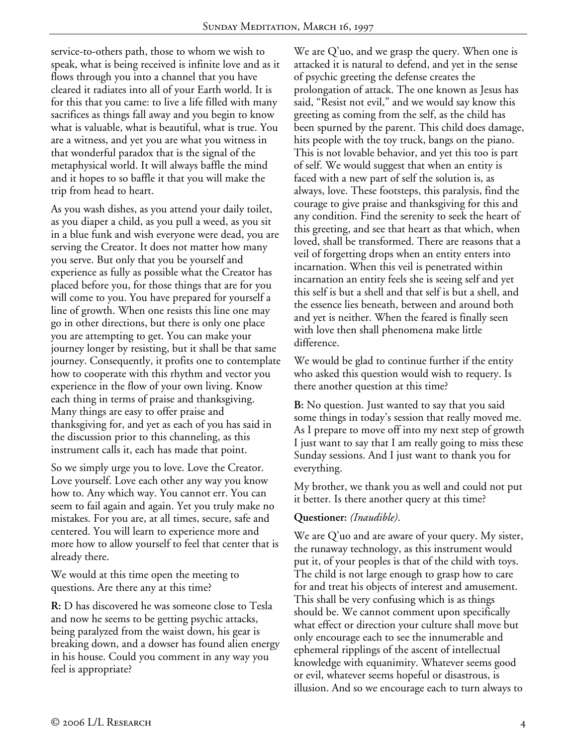service-to-others path, those to whom we wish to speak, what is being received is infinite love and as it flows through you into a channel that you have cleared it radiates into all of your Earth world. It is for this that you came: to live a life filled with many sacrifices as things fall away and you begin to know what is valuable, what is beautiful, what is true. You are a witness, and yet you are what you witness in that wonderful paradox that is the signal of the metaphysical world. It will always baffle the mind and it hopes to so baffle it that you will make the trip from head to heart.

As you wash dishes, as you attend your daily toilet, as you diaper a child, as you pull a weed, as you sit in a blue funk and wish everyone were dead, you are serving the Creator. It does not matter how many you serve. But only that you be yourself and experience as fully as possible what the Creator has placed before you, for those things that are for you will come to you. You have prepared for yourself a line of growth. When one resists this line one may go in other directions, but there is only one place you are attempting to get. You can make your journey longer by resisting, but it shall be that same journey. Consequently, it profits one to contemplate how to cooperate with this rhythm and vector you experience in the flow of your own living. Know each thing in terms of praise and thanksgiving. Many things are easy to offer praise and thanksgiving for, and yet as each of you has said in the discussion prior to this channeling, as this instrument calls it, each has made that point.

So we simply urge you to love. Love the Creator. Love yourself. Love each other any way you know how to. Any which way. You cannot err. You can seem to fail again and again. Yet you truly make no mistakes. For you are, at all times, secure, safe and centered. You will learn to experience more and more how to allow yourself to feel that center that is already there.

We would at this time open the meeting to questions. Are there any at this time?

**R:** D has discovered he was someone close to Tesla and now he seems to be getting psychic attacks, being paralyzed from the waist down, his gear is breaking down, and a dowser has found alien energy in his house. Could you comment in any way you feel is appropriate?

We are Q'uo, and we grasp the query. When one is attacked it is natural to defend, and yet in the sense of psychic greeting the defense creates the prolongation of attack. The one known as Jesus has said, "Resist not evil," and we would say know this greeting as coming from the self, as the child has been spurned by the parent. This child does damage, hits people with the toy truck, bangs on the piano. This is not lovable behavior, and yet this too is part of self. We would suggest that when an entity is faced with a new part of self the solution is, as always, love. These footsteps, this paralysis, find the courage to give praise and thanksgiving for this and any condition. Find the serenity to seek the heart of this greeting, and see that heart as that which, when loved, shall be transformed. There are reasons that a veil of forgetting drops when an entity enters into incarnation. When this veil is penetrated within incarnation an entity feels she is seeing self and yet this self is but a shell and that self is but a shell, and the essence lies beneath, between and around both and yet is neither. When the feared is finally seen with love then shall phenomena make little difference.

We would be glad to continue further if the entity who asked this question would wish to requery. Is there another question at this time?

**B:** No question. Just wanted to say that you said some things in today's session that really moved me. As I prepare to move off into my next step of growth I just want to say that I am really going to miss these Sunday sessions. And I just want to thank you for everything.

My brother, we thank you as well and could not put it better. Is there another query at this time?

**Questioner:** *(Inaudible).*

We are Q'uo and are aware of your query. My sister, the runaway technology, as this instrument would put it, of your peoples is that of the child with toys. The child is not large enough to grasp how to care for and treat his objects of interest and amusement. This shall be very confusing which is as things should be. We cannot comment upon specifically what effect or direction your culture shall move but only encourage each to see the innumerable and ephemeral ripplings of the ascent of intellectual knowledge with equanimity. Whatever seems good or evil, whatever seems hopeful or disastrous, is illusion. And so we encourage each to turn always to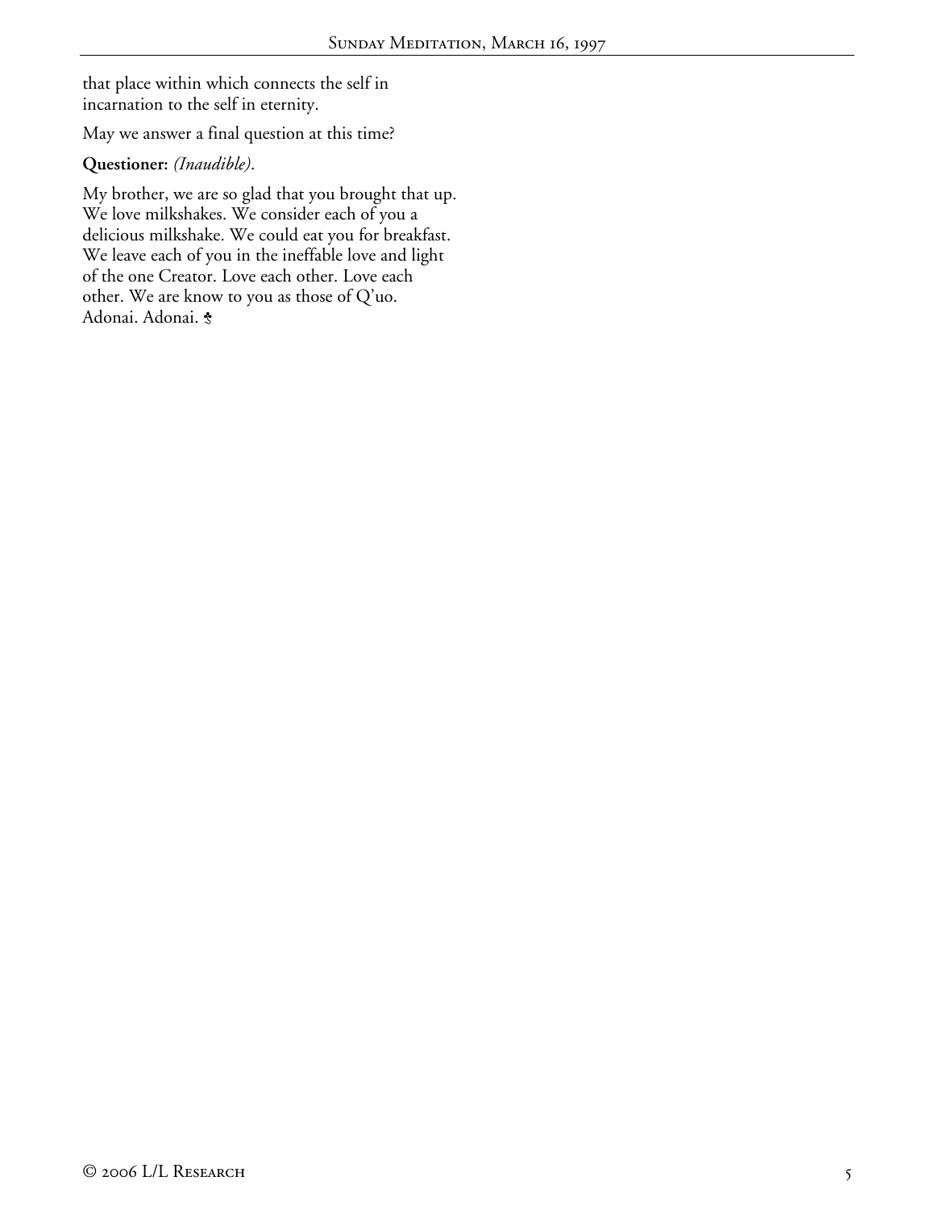that place within which connects the self in incarnation to the self in eternity.

May we answer a final question at this time?

**Questioner:** *(Inaudible).*

My brother, we are so glad that you brought that up. We love milkshakes. We consider each of you a delicious milkshake. We could eat you for breakfast. We leave each of you in the ineffable love and light of the one Creator. Love each other. Love each other. We are know to you as those of Q'uo. Adonai. Adonai. ☩